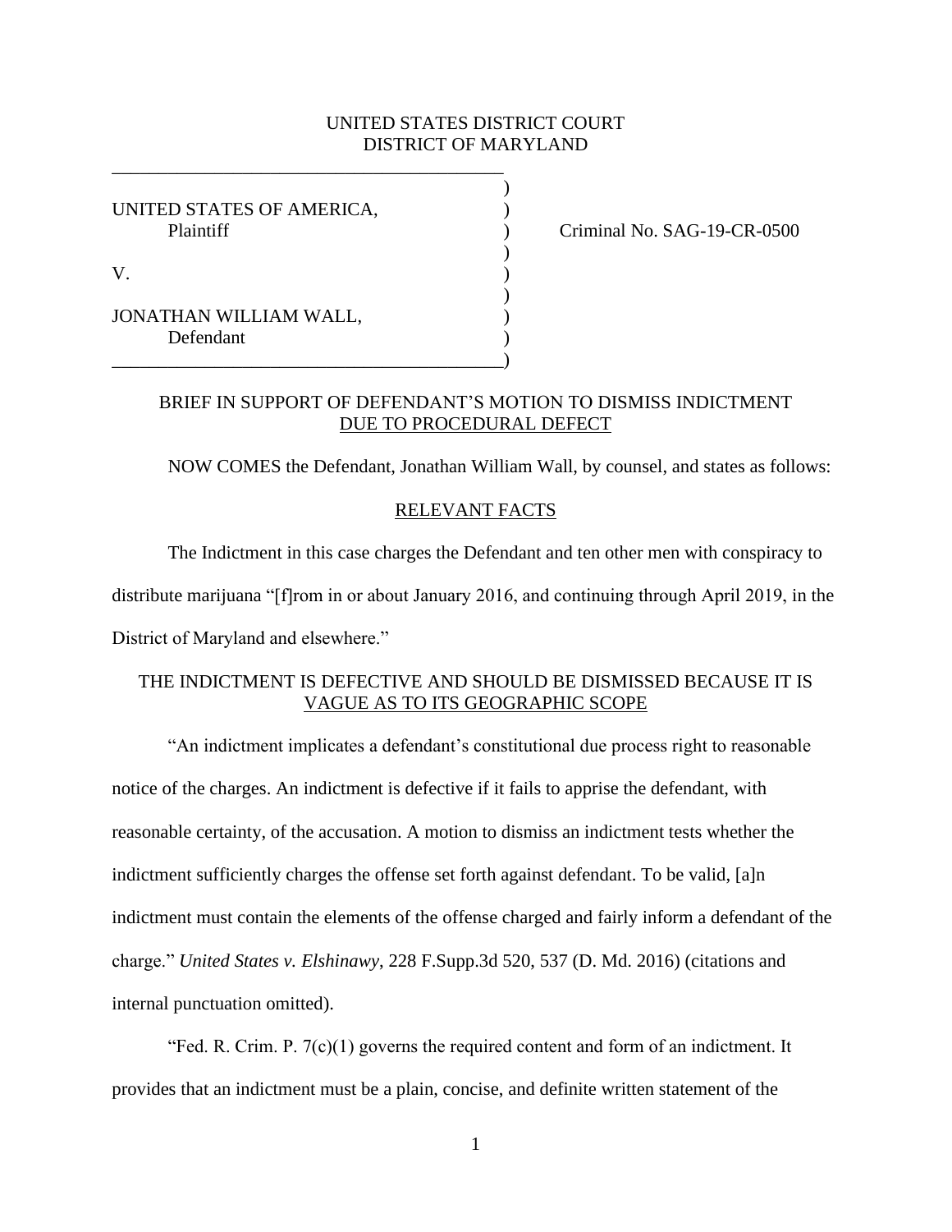UNITED STATES DISTRICT COURT
DISTRICT OF MARYLAND

| | |
|---|---|
| UNITED STATES OF AMERICA,<br>Plaintiff<br><br>V.<br><br>JONATHAN WILLIAM WALL,<br>Defendant | Criminal No. SAG-19-CR-0500 |

## BRIEF IN SUPPORT OF DEFENDANT'S MOTION TO DISMISS INDICTMENT DUE TO PROCEDURAL DEFECT

NOW COMES the Defendant, Jonathan William Wall, by counsel, and states as follows:

### RELEVANT FACTS

The Indictment in this case charges the Defendant and ten other men with conspiracy to distribute marijuana "[f]rom in or about January 2016, and continuing through April 2019, in the District of Maryland and elsewhere."

### THE INDICTMENT IS DEFECTIVE AND SHOULD BE DISMISSED BECAUSE IT IS VAGUE AS TO ITS GEOGRAPHIC SCOPE

"An indictment implicates a defendant's constitutional due process right to reasonable notice of the charges. An indictment is defective if it fails to apprise the defendant, with reasonable certainty, of the accusation. A motion to dismiss an indictment tests whether the indictment sufficiently charges the offense set forth against defendant. To be valid, [a]n indictment must contain the elements of the offense charged and fairly inform a defendant of the charge." *United States v. Elshinawy*, 228 F.Supp.3d 520, 537 (D. Md. 2016) (citations and internal punctuation omitted).

"Fed. R. Crim. P. 7(c)(1) governs the required content and form of an indictment. It provides that an indictment must be a plain, concise, and definite written statement of the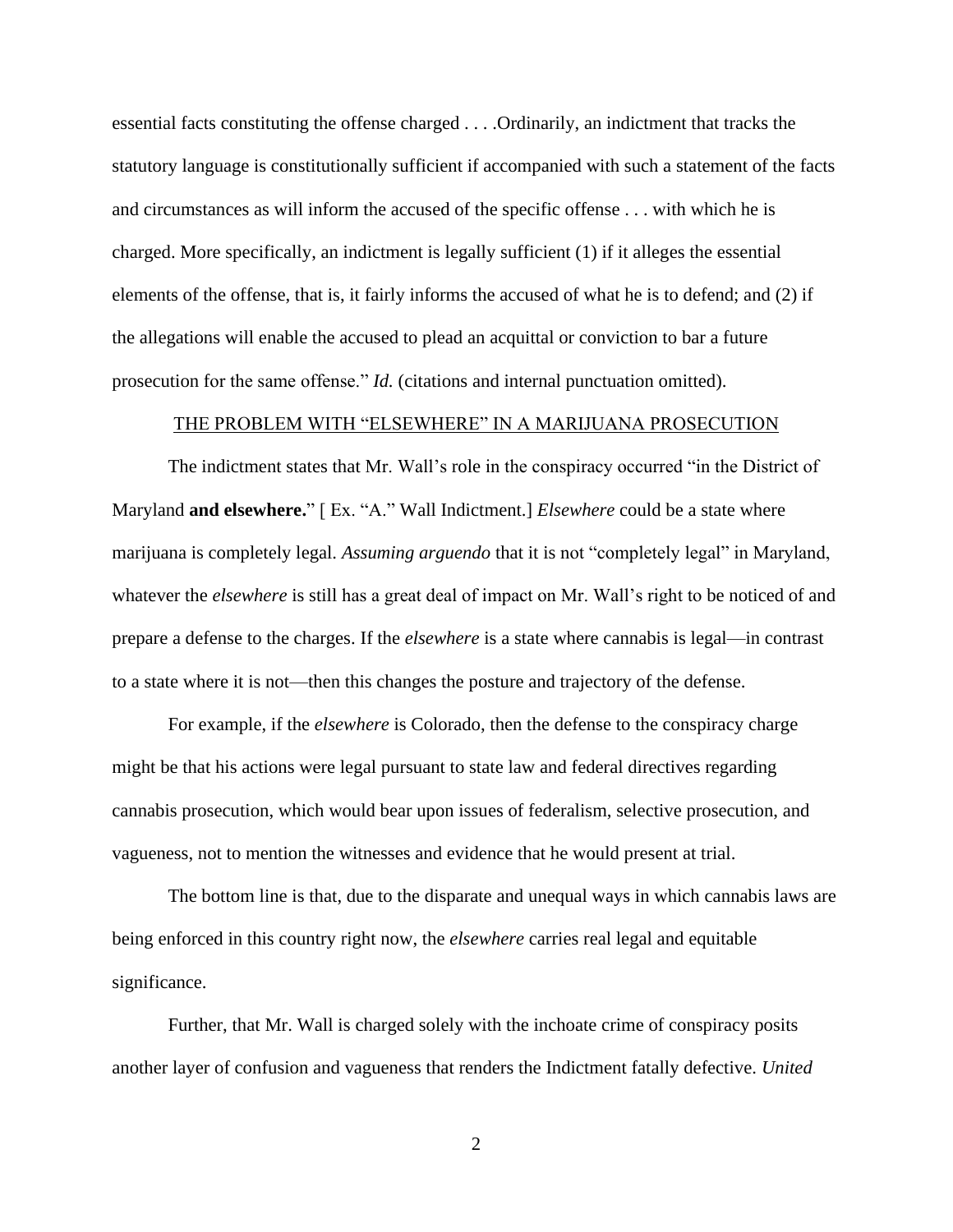essential facts constituting the offense charged . . . .Ordinarily, an indictment that tracks the statutory language is constitutionally sufficient if accompanied with such a statement of the facts and circumstances as will inform the accused of the specific offense . . . with which he is charged. More specifically, an indictment is legally sufficient (1) if it alleges the essential elements of the offense, that is, it fairly informs the accused of what he is to defend; and (2) if the allegations will enable the accused to plead an acquittal or conviction to bar a future prosecution for the same offense." *Id.* (citations and internal punctuation omitted).

<u>THE PROBLEM WITH "ELSEWHERE" IN A MARIJUANA PROSECUTION</u>

The indictment states that Mr. Wall's role in the conspiracy occurred "in the District of Maryland **and elsewhere.**" [ Ex. "A." Wall Indictment.] *Elsewhere* could be a state where marijuana is completely legal. *Assuming arguendo* that it is not "completely legal" in Maryland, whatever the *elsewhere* is still has a great deal of impact on Mr. Wall's right to be noticed of and prepare a defense to the charges. If the *elsewhere* is a state where cannabis is legal—in contrast to a state where it is not—then this changes the posture and trajectory of the defense.

For example, if the *elsewhere* is Colorado, then the defense to the conspiracy charge might be that his actions were legal pursuant to state law and federal directives regarding cannabis prosecution, which would bear upon issues of federalism, selective prosecution, and vagueness, not to mention the witnesses and evidence that he would present at trial.

The bottom line is that, due to the disparate and unequal ways in which cannabis laws are being enforced in this country right now, the *elsewhere* carries real legal and equitable significance.

Further, that Mr. Wall is charged solely with the inchoate crime of conspiracy posits another layer of confusion and vagueness that renders the Indictment fatally defective. *United*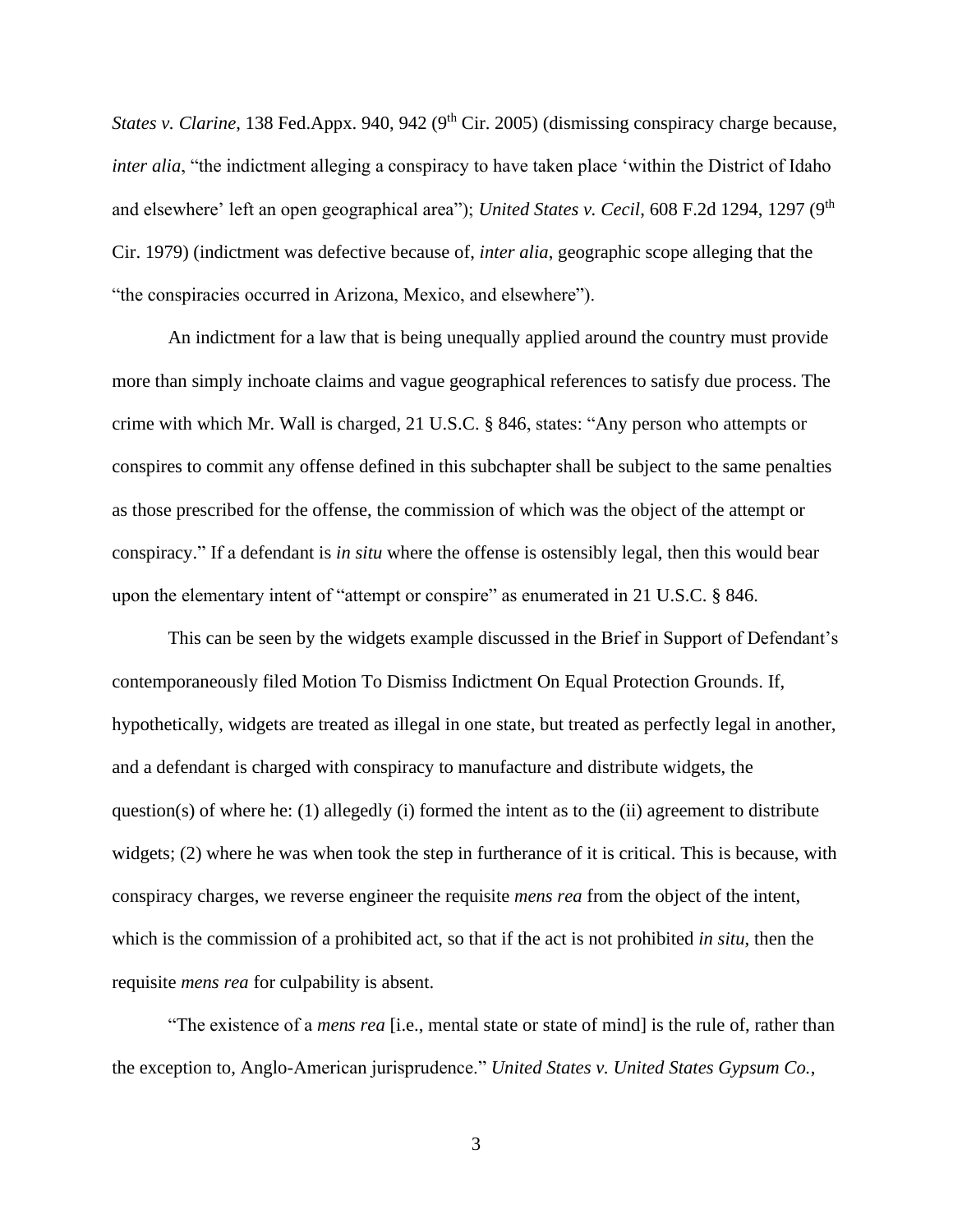*States v. Clarine*, 138 Fed.Appx. 940, 942 (9th Cir. 2005) (dismissing conspiracy charge because, *inter alia*, "the indictment alleging a conspiracy to have taken place 'within the District of Idaho and elsewhere' left an open geographical area"); *United States v. Cecil*, 608 F.2d 1294, 1297 (9th Cir. 1979) (indictment was defective because of, *inter alia*, geographic scope alleging that the "the conspiracies occurred in Arizona, Mexico, and elsewhere").

An indictment for a law that is being unequally applied around the country must provide more than simply inchoate claims and vague geographical references to satisfy due process. The crime with which Mr. Wall is charged, 21 U.S.C. § 846, states: "Any person who attempts or conspires to commit any offense defined in this subchapter shall be subject to the same penalties as those prescribed for the offense, the commission of which was the object of the attempt or conspiracy." If a defendant is *in situ* where the offense is ostensibly legal, then this would bear upon the elementary intent of "attempt or conspire" as enumerated in 21 U.S.C. § 846.

This can be seen by the widgets example discussed in the Brief in Support of Defendant's contemporaneously filed Motion To Dismiss Indictment On Equal Protection Grounds. If, hypothetically, widgets are treated as illegal in one state, but treated as perfectly legal in another, and a defendant is charged with conspiracy to manufacture and distribute widgets, the question(s) of where he: (1) allegedly (i) formed the intent as to the (ii) agreement to distribute widgets; (2) where he was when took the step in furtherance of it is critical. This is because, with conspiracy charges, we reverse engineer the requisite *mens rea* from the object of the intent, which is the commission of a prohibited act, so that if the act is not prohibited *in situ*, then the requisite *mens rea* for culpability is absent.

"The existence of a *mens rea* [i.e., mental state or state of mind] is the rule of, rather than the exception to, Anglo-American jurisprudence." *United States v. United States Gypsum Co.*,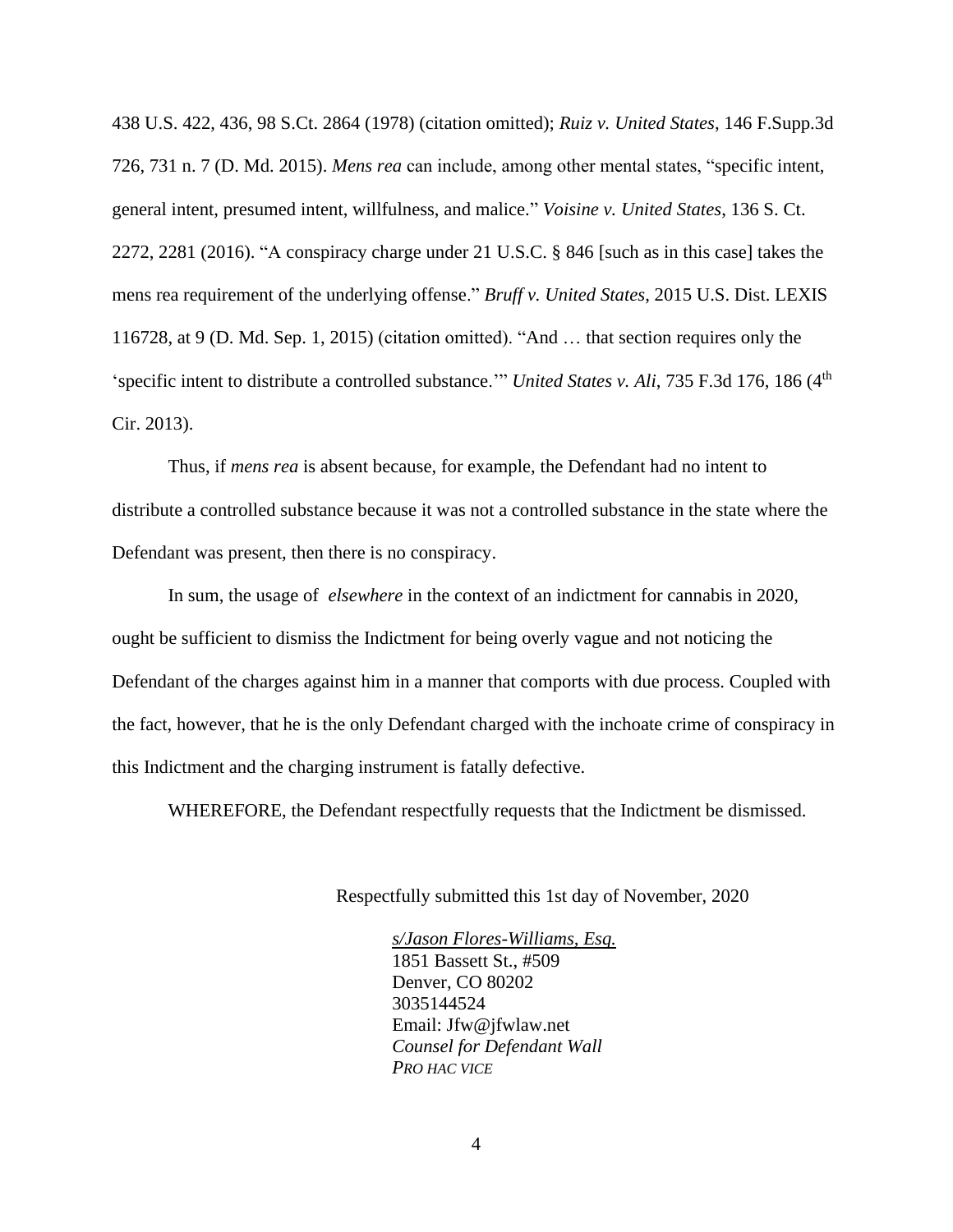438 U.S. 422, 436, 98 S.Ct. 2864 (1978) (citation omitted); *Ruiz v. United States*, 146 F.Supp.3d 726, 731 n. 7 (D. Md. 2015). *Mens rea* can include, among other mental states, "specific intent, general intent, presumed intent, willfulness, and malice." *Voisine v. United States*, 136 S. Ct. 2272, 2281 (2016). "A conspiracy charge under 21 U.S.C. § 846 [such as in this case] takes the mens rea requirement of the underlying offense." *Bruff v. United States*, 2015 U.S. Dist. LEXIS 116728, at 9 (D. Md. Sep. 1, 2015) (citation omitted). "And … that section requires only the 'specific intent to distribute a controlled substance.'" *United States v. Ali*, 735 F.3d 176, 186 (4th Cir. 2013).

Thus, if *mens rea* is absent because, for example, the Defendant had no intent to distribute a controlled substance because it was not a controlled substance in the state where the Defendant was present, then there is no conspiracy.

In sum, the usage of *elsewhere* in the context of an indictment for cannabis in 2020, ought be sufficient to dismiss the Indictment for being overly vague and not noticing the Defendant of the charges against him in a manner that comports with due process. Coupled with the fact, however, that he is the only Defendant charged with the inchoate crime of conspiracy in this Indictment and the charging instrument is fatally defective.

WHEREFORE, the Defendant respectfully requests that the Indictment be dismissed.

Respectfully submitted this 1st day of November, 2020

*s/Jason Flores-Williams, Esq.*
1851 Bassett St., #509
Denver, CO 80202
3035144524
Email: Jfw@jfwlaw.net
*Counsel for Defendant Wall*
*PRO HAC VICE*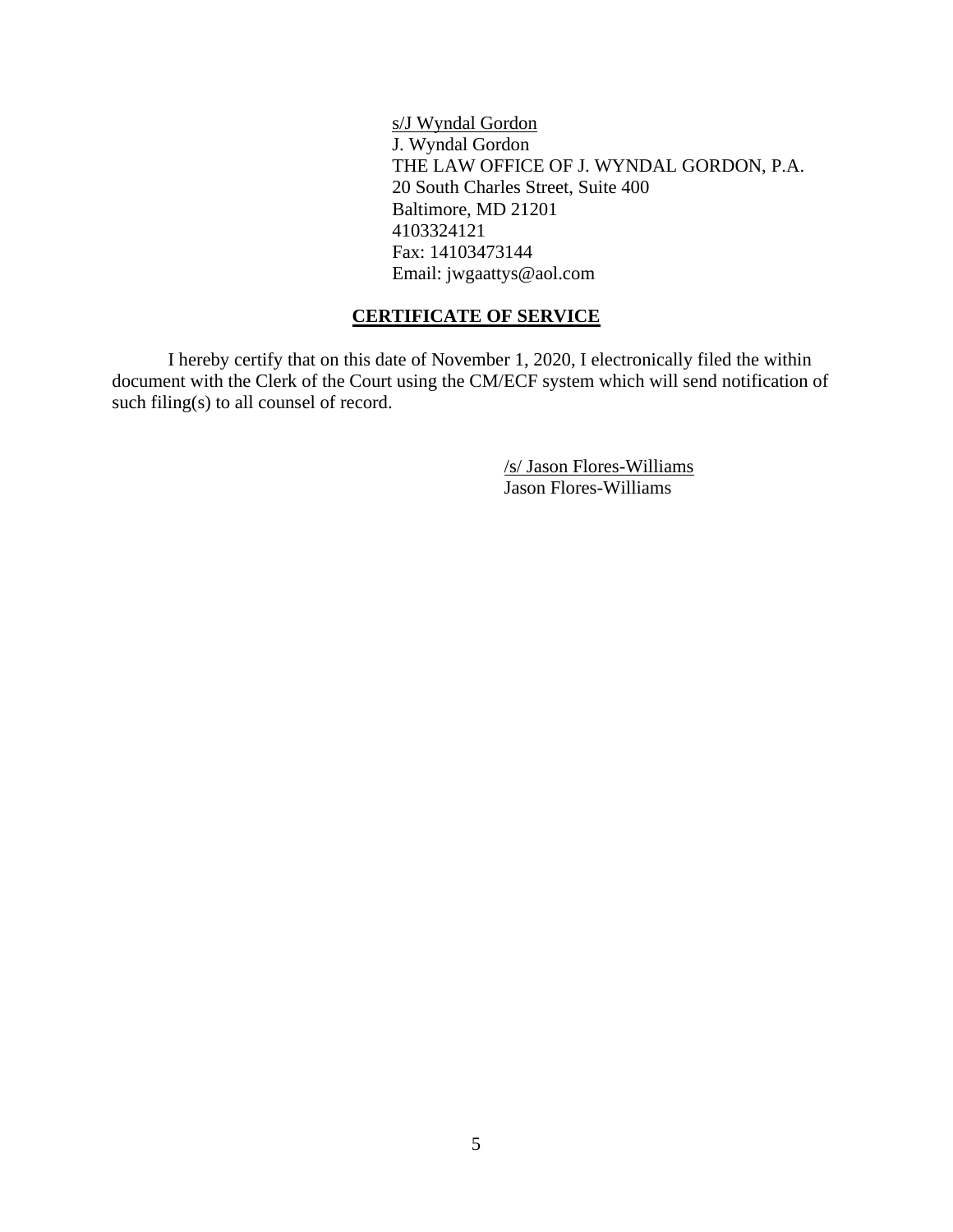s/J Wyndal Gordon
J. Wyndal Gordon
THE LAW OFFICE OF J. WYNDAL GORDON, P.A.
20 South Charles Street, Suite 400
Baltimore, MD 21201
4103324121
Fax: 14103473144
Email: jwgaattys@aol.com

## CERTIFICATE OF SERVICE

I hereby certify that on this date of November 1, 2020, I electronically filed the within document with the Clerk of the Court using the CM/ECF system which will send notification of such filing(s) to all counsel of record.

/s/ Jason Flores-Williams
Jason Flores-Williams